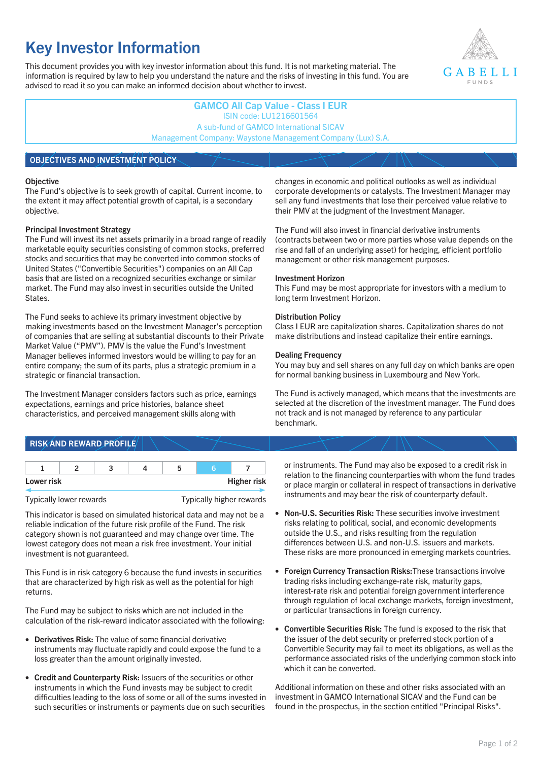# Key Investor Information

This document provides you with key investor information about this fund. It is not marketing material. The information is required by law to help you understand the nature and the risks of investing in this fund. You are advised to read it so you can make an informed decision about whether to invest.

**GAMCO All Cap Value - Class I EUR**
ISIN code: LU1216601564
A sub-fund of GAMCO International SICAV
Management Company: Waystone Management Company (Lux) S.A.

## OBJECTIVES AND INVESTMENT POLICY

### Objective

The Fund's objective is to seek growth of capital. Current income, to the extent it may affect potential growth of capital, is a secondary objective.

### Principal Investment Strategy

The Fund will invest its net assets primarily in a broad range of readily marketable equity securities consisting of common stocks, preferred stocks and securities that may be converted into common stocks of United States ("Convertible Securities") companies on an All Cap basis that are listed on a recognized securities exchange or similar market. The Fund may also invest in securities outside the United States.

The Fund seeks to achieve its primary investment objective by making investments based on the Investment Manager's perception of companies that are selling at substantial discounts to their Private Market Value ("PMV"). PMV is the value the Fund's Investment Manager believes informed investors would be willing to pay for an entire company; the sum of its parts, plus a strategic premium in a strategic or financial transaction.

The Investment Manager considers factors such as price, earnings expectations, earnings and price histories, balance sheet characteristics, and perceived management skills along with changes in economic and political outlooks as well as individual corporate developments or catalysts. The Investment Manager may sell any fund investments that lose their perceived value relative to their PMV at the judgment of the Investment Manager.

The Fund will also invest in financial derivative instruments (contracts between two or more parties whose value depends on the rise and fall of an underlying asset) for hedging, efficient portfolio management or other risk management purposes.

### Investment Horizon

This Fund may be most appropriate for investors with a medium to long term Investment Horizon.

### Distribution Policy

Class I EUR are capitalization shares. Capitalization shares do not make distributions and instead capitalize their entire earnings.

### Dealing Frequency

You may buy and sell shares on any full day on which banks are open for normal banking business in Luxembourg and New York.

The Fund is actively managed, which means that the investments are selected at the discretion of the investment manager. The Fund does not track and is not managed by reference to any particular benchmark.

## RISK AND REWARD PROFILE

| 1 | 2 | 3 | 4 | 5 | **6** | 7 |
|---|---|---|---|---|---|---|

Lower risk ← → Higher risk

Typically lower rewards ← → Typically higher rewards

This indicator is based on simulated historical data and may not be a reliable indication of the future risk profile of the Fund. The risk category shown is not guaranteed and may change over time. The lowest category does not mean a risk free investment. Your initial investment is not guaranteed.

This Fund is in risk category 6 because the fund invests in securities that are characterized by high risk as well as the potential for high returns.

The Fund may be subject to risks which are not included in the calculation of the risk-reward indicator associated with the following:

- **Derivatives Risk:** The value of some financial derivative instruments may fluctuate rapidly and could expose the fund to a loss greater than the amount originally invested.
- **Credit and Counterparty Risk:** Issuers of the securities or other instruments in which the Fund invests may be subject to credit difficulties leading to the loss of some or all of the sums invested in such securities or instruments or payments due on such securities or instruments. The Fund may also be exposed to a credit risk in relation to the financing counterparties with whom the fund trades or place margin or collateral in respect of transactions in derivative instruments and may bear the risk of counterparty default.
- **Non-U.S. Securities Risk:** These securities involve investment risks relating to political, social, and economic developments outside the U.S., and risks resulting from the regulation differences between U.S. and non-U.S. issuers and markets. These risks are more pronounced in emerging markets countries.
- **Foreign Currency Transaction Risks:** These transactions involve trading risks including exchange-rate risk, maturity gaps, interest-rate risk and potential foreign government interference through regulation of local exchange markets, foreign investment, or particular transactions in foreign currency.
- **Convertible Securities Risk:** The fund is exposed to the risk that the issuer of the debt security or preferred stock portion of a Convertible Security may fail to meet its obligations, as well as the performance associated risks of the underlying common stock into which it can be converted.

Additional information on these and other risks associated with an investment in GAMCO International SICAV and the Fund can be found in the prospectus, in the section entitled "Principal Risks".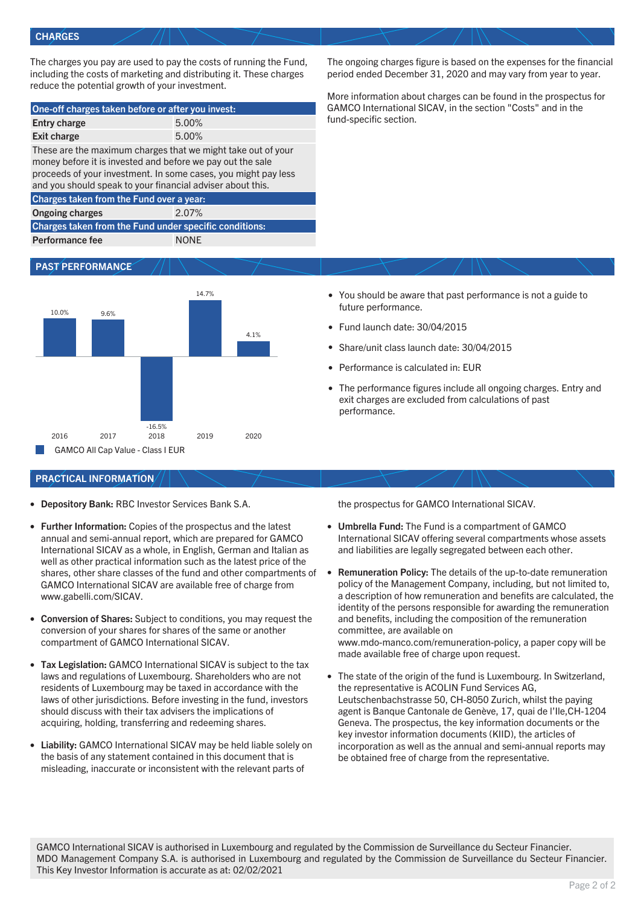## CHARGES

The charges you pay are used to pay the costs of running the Fund, including the costs of marketing and distributing it. These charges reduce the potential growth of your investment.

| One-off charges taken before or after you invest: | |
|---|---|
| **Entry charge** | 5.00% |
| **Exit charge** | 5.00% |
| These are the maximum charges that we might take out of your money before it is invested and before we pay out the sale proceeds of your investment. In some cases, you might pay less and you should speak to your financial adviser about this. | |
| **Charges taken from the Fund over a year:** | |
| **Ongoing charges** | 2.07% |
| **Charges taken from the Fund under specific conditions:** | |
| **Performance fee** | NONE |

The ongoing charges figure is based on the expenses for the financial period ended December 31, 2020 and may vary from year to year.

More information about charges can be found in the prospectus for GAMCO International SICAV, in the section "Costs" and in the fund-specific section.

## PAST PERFORMANCE

10.0%
9.6%
-16.5%
14.7%
4.1%

2016
2017
2018
2019
2020

GAMCO All Cap Value - Class I EUR

- You should be aware that past performance is not a guide to future performance.
- Fund launch date: 30/04/2015
- Share/unit class launch date: 30/04/2015
- Performance is calculated in: EUR
- The performance figures include all ongoing charges. Entry and exit charges are excluded from calculations of past performance.

## PRACTICAL INFORMATION

- **Depository Bank:** RBC Investor Services Bank S.A.
- **Further Information:** Copies of the prospectus and the latest annual and semi-annual report, which are prepared for GAMCO International SICAV as a whole, in English, German and Italian as well as other practical information such as the latest price of the shares, other share classes of the fund and other compartments of GAMCO International SICAV are available free of charge from www.gabelli.com/SICAV.
- **Conversion of Shares:** Subject to conditions, you may request the conversion of your shares for shares of the same or another compartment of GAMCO International SICAV.
- **Tax Legislation:** GAMCO International SICAV is subject to the tax laws and regulations of Luxembourg. Shareholders who are not residents of Luxembourg may be taxed in accordance with the laws of other jurisdictions. Before investing in the fund, investors should discuss with their tax advisers the implications of acquiring, holding, transferring and redeeming shares.
- **Liability:** GAMCO International SICAV may be held liable solely on the basis of any statement contained in this document that is misleading, inaccurate or inconsistent with the relevant parts of the prospectus for GAMCO International SICAV.
- **Umbrella Fund:** The Fund is a compartment of GAMCO International SICAV offering several compartments whose assets and liabilities are legally segregated between each other.
- **Remuneration Policy:** The details of the up-to-date remuneration policy of the Management Company, including, but not limited to, a description of how remuneration and benefits are calculated, the identity of the persons responsible for awarding the remuneration and benefits, including the composition of the remuneration committee, are available on www.mdo-manco.com/remuneration-policy, a paper copy will be made available free of charge upon request.
- The state of the origin of the fund is Luxembourg. In Switzerland, the representative is ACOLIN Fund Services AG, Leutschenbachstrasse 50, CH-8050 Zurich, whilst the paying agent is Banque Cantonale de Genève, 17, quai de l'Ile,CH-1204 Geneva. The prospectus, the key information documents or the key investor information documents (KIID), the articles of incorporation as well as the annual and semi-annual reports may be obtained free of charge from the representative.

GAMCO International SICAV is authorised in Luxembourg and regulated by the Commission de Surveillance du Secteur Financier.
MDO Management Company S.A. is authorised in Luxembourg and regulated by the Commission de Surveillance du Secteur Financier.
This Key Investor Information is accurate as at: 02/02/2021